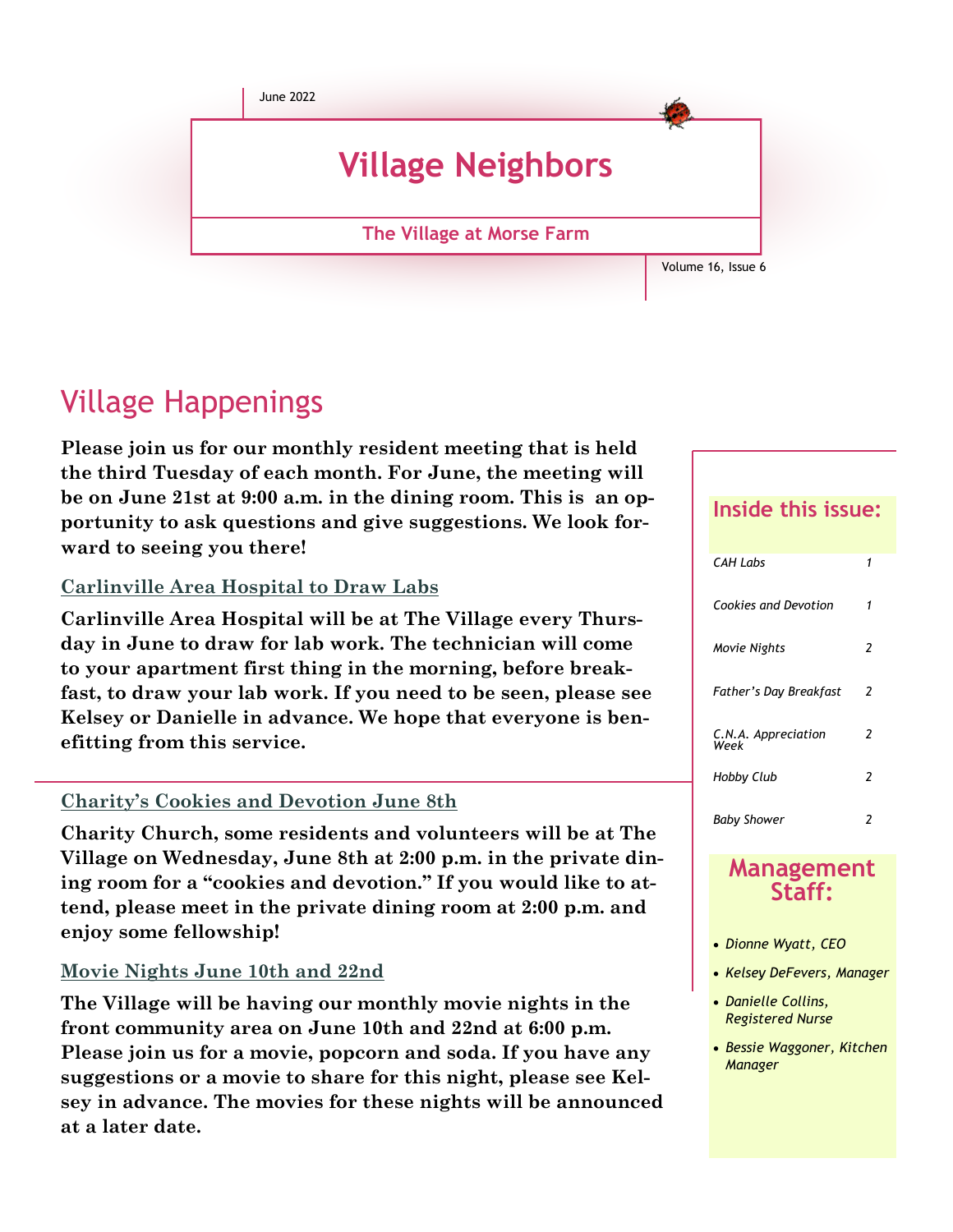June 2022

# Village Neighbors

**The Village at Morse Farm**

Volume 16, Issue 6

## Village Happenings

**Please join us for our monthly resident meeting that is held the third Tuesday of each month. For June, the meeting will be on June 21st at 9:00 a.m. in the dining room. This is an opportunity to ask questions and give suggestions. We look forward to seeing you there!**

### Carlinville Area Hospital to Draw Labs

**Carlinville Area Hospital will be at The Village every Thursday in June to draw for lab work. The technician will come to your apartment first thing in the morning, before breakfast, to draw your lab work. If you need to be seen, please see Kelsey or Danielle in advance. We hope that everyone is benefitting from this service.**

### Charity's Cookies and Devotion June 8th

**Charity Church, some residents and volunteers will be at The Village on Wednesday, June 8th at 2:00 p.m. in the private dining room for a "cookies and devotion." If you would like to attend, please meet in the private dining room at 2:00 p.m. and enjoy some fellowship!**

### Movie Nights June 10th and 22nd

**The Village will be having our monthly movie nights in the front community area on June 10th and 22nd at 6:00 p.m. Please join us for a movie, popcorn and soda. If you have any suggestions or a movie to share for this night, please see Kelsey in advance. The movies for these nights will be announced at a later date.**

### Inside this issue:

| | |
|---|---|
| *CAH Labs* | *1* |
| *Cookies and Devotion* | *1* |
| *Movie Nights* | *2* |
| *Father's Day Breakfast* | *2* |
| *C.N.A. Appreciation Week* | *2* |
| *Hobby Club* | *2* |
| *Baby Shower* | *2* |

### Management Staff:

- *Dionne Wyatt, CEO*
- *Kelsey DeFevers, Manager*
- *Danielle Collins, Registered Nurse*
- *Bessie Waggoner, Kitchen Manager*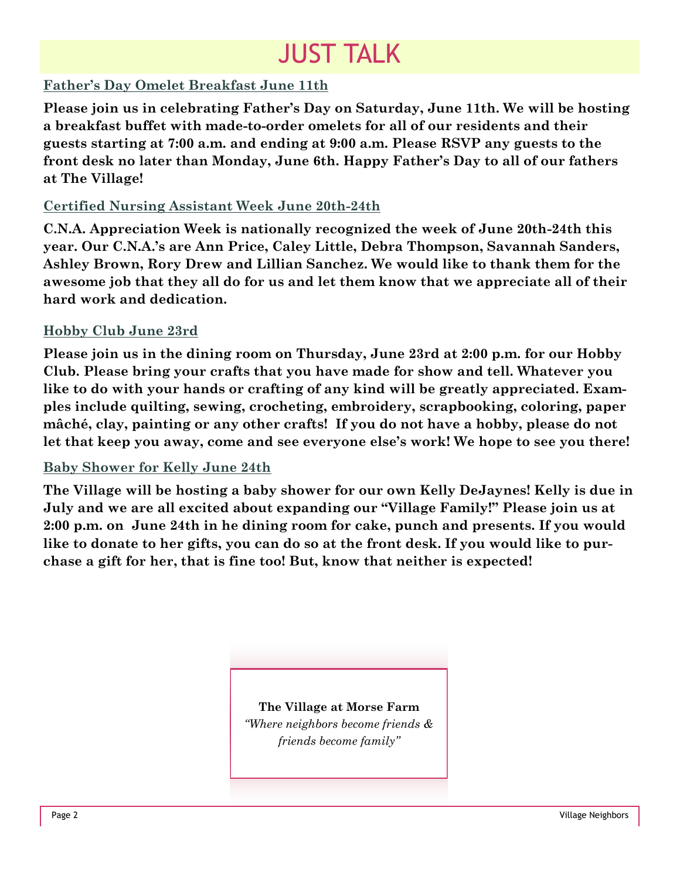# JUST TALK

## Father's Day Omelet Breakfast June 11th

**Please join us in celebrating Father's Day on Saturday, June 11th. We will be hosting a breakfast buffet with made-to-order omelets for all of our residents and their guests starting at 7:00 a.m. and ending at 9:00 a.m. Please RSVP any guests to the front desk no later than Monday, June 6th. Happy Father's Day to all of our fathers at The Village!**

## Certified Nursing Assistant Week June 20th-24th

**C.N.A. Appreciation Week is nationally recognized the week of June 20th-24th this year. Our C.N.A.'s are Ann Price, Caley Little, Debra Thompson, Savannah Sanders, Ashley Brown, Rory Drew and Lillian Sanchez. We would like to thank them for the awesome job that they all do for us and let them know that we appreciate all of their hard work and dedication.**

## Hobby Club June 23rd

**Please join us in the dining room on Thursday, June 23rd at 2:00 p.m. for our Hobby Club. Please bring your crafts that you have made for show and tell. Whatever you like to do with your hands or crafting of any kind will be greatly appreciated. Examples include quilting, sewing, crocheting, embroidery, scrapbooking, coloring, paper mâché, clay, painting or any other crafts! If you do not have a hobby, please do not let that keep you away, come and see everyone else's work! We hope to see you there!**

## Baby Shower for Kelly June 24th

**The Village will be hosting a baby shower for our own Kelly DeJaynes! Kelly is due in July and we are all excited about expanding our "Village Family!" Please join us at 2:00 p.m. on June 24th in he dining room for cake, punch and presents. If you would like to donate to her gifts, you can do so at the front desk. If you would like to purchase a gift for her, that is fine too! But, know that neither is expected!**

**The Village at Morse Farm**
*"Where neighbors become friends & friends become family"*